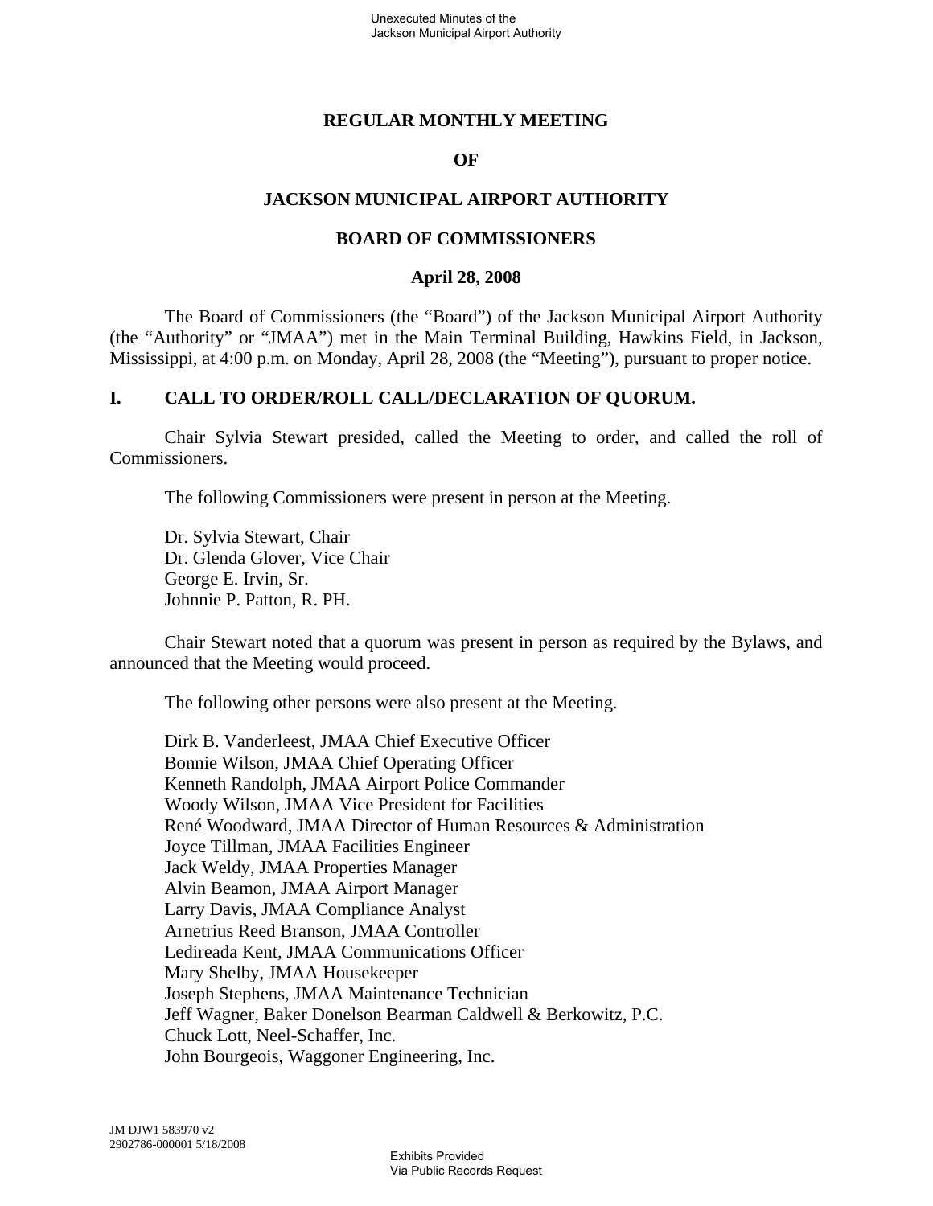# REGULAR MONTHLY MEETING

# OF

# JACKSON MUNICIPAL AIRPORT AUTHORITY

# BOARD OF COMMISSIONERS

# April 28, 2008

The Board of Commissioners (the "Board") of the Jackson Municipal Airport Authority (the "Authority" or "JMAA") met in the Main Terminal Building, Hawkins Field, in Jackson, Mississippi, at 4:00 p.m. on Monday, April 28, 2008 (the "Meeting"), pursuant to proper notice.

## I. CALL TO ORDER/ROLL CALL/DECLARATION OF QUORUM.

Chair Sylvia Stewart presided, called the Meeting to order, and called the roll of Commissioners.

The following Commissioners were present in person at the Meeting.

Dr. Sylvia Stewart, Chair
Dr. Glenda Glover, Vice Chair
George E. Irvin, Sr.
Johnnie P. Patton, R. PH.

Chair Stewart noted that a quorum was present in person as required by the Bylaws, and announced that the Meeting would proceed.

The following other persons were also present at the Meeting.

Dirk B. Vanderleest, JMAA Chief Executive Officer
Bonnie Wilson, JMAA Chief Operating Officer
Kenneth Randolph, JMAA Airport Police Commander
Woody Wilson, JMAA Vice President for Facilities
René Woodward, JMAA Director of Human Resources & Administration
Joyce Tillman, JMAA Facilities Engineer
Jack Weldy, JMAA Properties Manager
Alvin Beamon, JMAA Airport Manager
Larry Davis, JMAA Compliance Analyst
Arnetrius Reed Branson, JMAA Controller
Ledireada Kent, JMAA Communications Officer
Mary Shelby, JMAA Housekeeper
Joseph Stephens, JMAA Maintenance Technician
Jeff Wagner, Baker Donelson Bearman Caldwell & Berkowitz, P.C.
Chuck Lott, Neel-Schaffer, Inc.
John Bourgeois, Waggoner Engineering, Inc.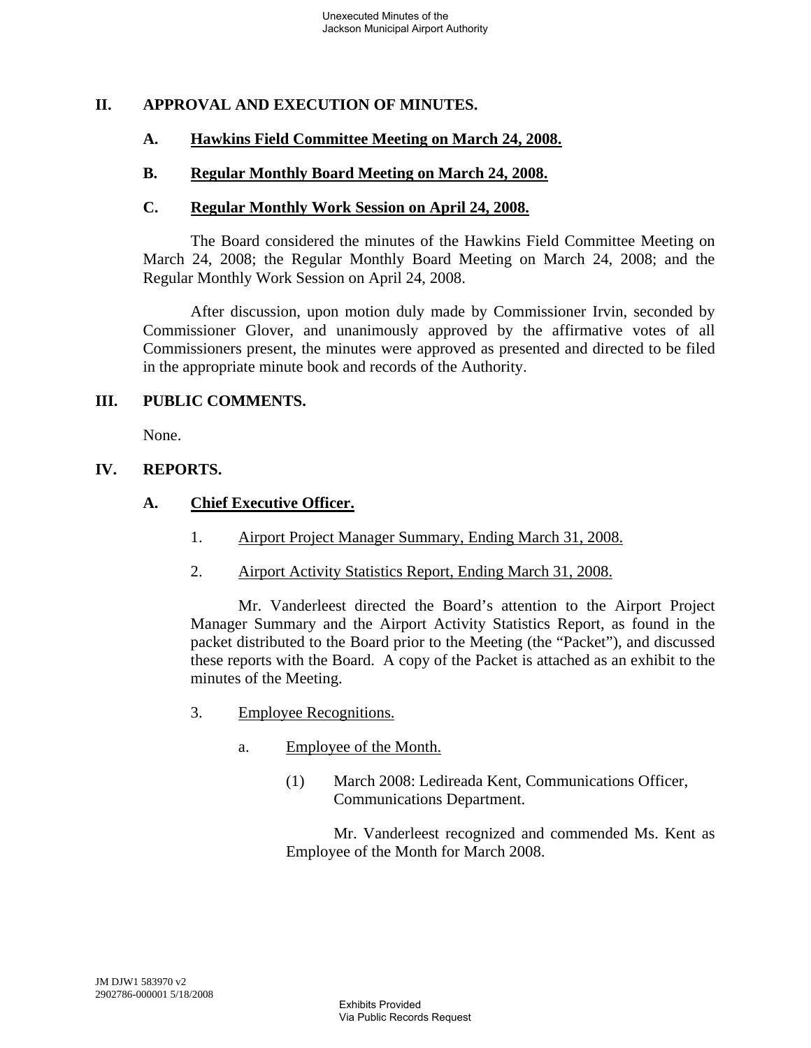## II. APPROVAL AND EXECUTION OF MINUTES.

### A. Hawkins Field Committee Meeting on March 24, 2008.

### B. Regular Monthly Board Meeting on March 24, 2008.

### C. Regular Monthly Work Session on April 24, 2008.

The Board considered the minutes of the Hawkins Field Committee Meeting on March 24, 2008; the Regular Monthly Board Meeting on March 24, 2008; and the Regular Monthly Work Session on April 24, 2008.

After discussion, upon motion duly made by Commissioner Irvin, seconded by Commissioner Glover, and unanimously approved by the affirmative votes of all Commissioners present, the minutes were approved as presented and directed to be filed in the appropriate minute book and records of the Authority.

## III. PUBLIC COMMENTS.

None.

## IV. REPORTS.

### A. Chief Executive Officer.

1. Airport Project Manager Summary, Ending March 31, 2008.

2. Airport Activity Statistics Report, Ending March 31, 2008.

Mr. Vanderleest directed the Board's attention to the Airport Project Manager Summary and the Airport Activity Statistics Report, as found in the packet distributed to the Board prior to the Meeting (the "Packet"), and discussed these reports with the Board. A copy of the Packet is attached as an exhibit to the minutes of the Meeting.

3. Employee Recognitions.

   a. Employee of the Month.

      (1) March 2008: Ledireada Kent, Communications Officer, Communications Department.

      Mr. Vanderleest recognized and commended Ms. Kent as Employee of the Month for March 2008.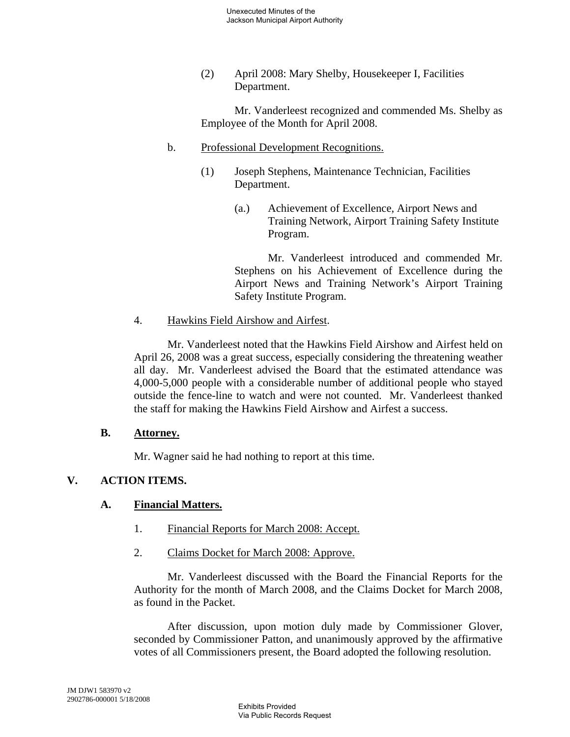(2) April 2008: Mary Shelby, Housekeeper I, Facilities Department.

Mr. Vanderleest recognized and commended Ms. Shelby as Employee of the Month for April 2008.

b. Professional Development Recognitions.

(1) Joseph Stephens, Maintenance Technician, Facilities Department.

(a.) Achievement of Excellence, Airport News and Training Network, Airport Training Safety Institute Program.

Mr. Vanderleest introduced and commended Mr. Stephens on his Achievement of Excellence during the Airport News and Training Network's Airport Training Safety Institute Program.

4. Hawkins Field Airshow and Airfest.

Mr. Vanderleest noted that the Hawkins Field Airshow and Airfest held on April 26, 2008 was a great success, especially considering the threatening weather all day. Mr. Vanderleest advised the Board that the estimated attendance was 4,000-5,000 people with a considerable number of additional people who stayed outside the fence-line to watch and were not counted. Mr. Vanderleest thanked the staff for making the Hawkins Field Airshow and Airfest a success.

### B. Attorney.

Mr. Wagner said he had nothing to report at this time.

## V. ACTION ITEMS.

### A. Financial Matters.

1. Financial Reports for March 2008: Accept.

2. Claims Docket for March 2008: Approve.

Mr. Vanderleest discussed with the Board the Financial Reports for the Authority for the month of March 2008, and the Claims Docket for March 2008, as found in the Packet.

After discussion, upon motion duly made by Commissioner Glover, seconded by Commissioner Patton, and unanimously approved by the affirmative votes of all Commissioners present, the Board adopted the following resolution.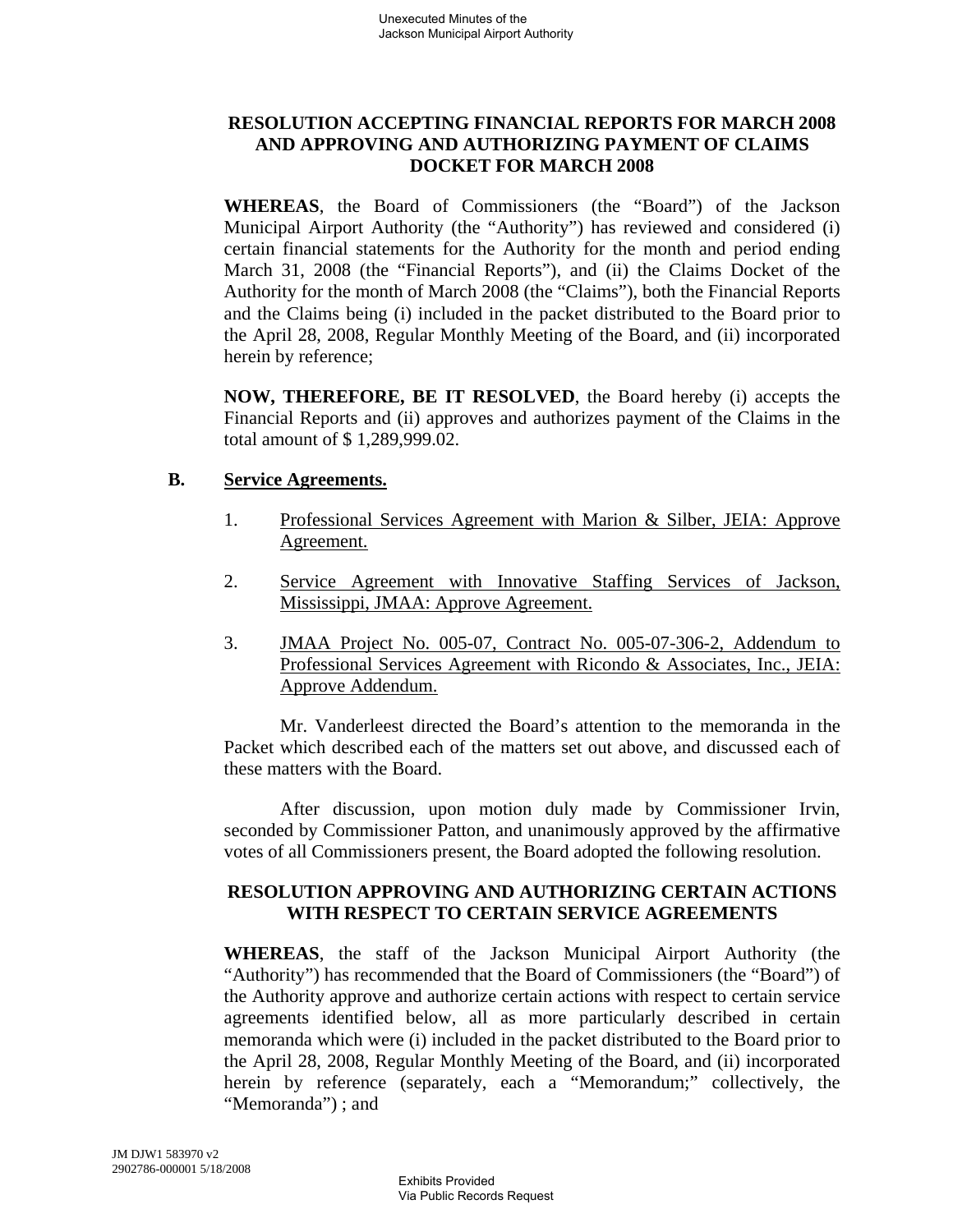**RESOLUTION ACCEPTING FINANCIAL REPORTS FOR MARCH 2008 AND APPROVING AND AUTHORIZING PAYMENT OF CLAIMS DOCKET FOR MARCH 2008**

**WHEREAS**, the Board of Commissioners (the "Board") of the Jackson Municipal Airport Authority (the "Authority") has reviewed and considered (i) certain financial statements for the Authority for the month and period ending March 31, 2008 (the "Financial Reports"), and (ii) the Claims Docket of the Authority for the month of March 2008 (the "Claims"), both the Financial Reports and the Claims being (i) included in the packet distributed to the Board prior to the April 28, 2008, Regular Monthly Meeting of the Board, and (ii) incorporated herein by reference;

**NOW, THEREFORE, BE IT RESOLVED**, the Board hereby (i) accepts the Financial Reports and (ii) approves and authorizes payment of the Claims in the total amount of $ 1,289,999.02.

**B. Service Agreements.**

1. Professional Services Agreement with Marion & Silber, JEIA: Approve Agreement.

2. Service Agreement with Innovative Staffing Services of Jackson, Mississippi, JMAA: Approve Agreement.

3. JMAA Project No. 005-07, Contract No. 005-07-306-2, Addendum to Professional Services Agreement with Ricondo & Associates, Inc., JEIA: Approve Addendum.

Mr. Vanderleest directed the Board's attention to the memoranda in the Packet which described each of the matters set out above, and discussed each of these matters with the Board.

After discussion, upon motion duly made by Commissioner Irvin, seconded by Commissioner Patton, and unanimously approved by the affirmative votes of all Commissioners present, the Board adopted the following resolution.

**RESOLUTION APPROVING AND AUTHORIZING CERTAIN ACTIONS WITH RESPECT TO CERTAIN SERVICE AGREEMENTS**

**WHEREAS**, the staff of the Jackson Municipal Airport Authority (the "Authority") has recommended that the Board of Commissioners (the "Board") of the Authority approve and authorize certain actions with respect to certain service agreements identified below, all as more particularly described in certain memoranda which were (i) included in the packet distributed to the Board prior to the April 28, 2008, Regular Monthly Meeting of the Board, and (ii) incorporated herein by reference (separately, each a "Memorandum;" collectively, the "Memoranda") ; and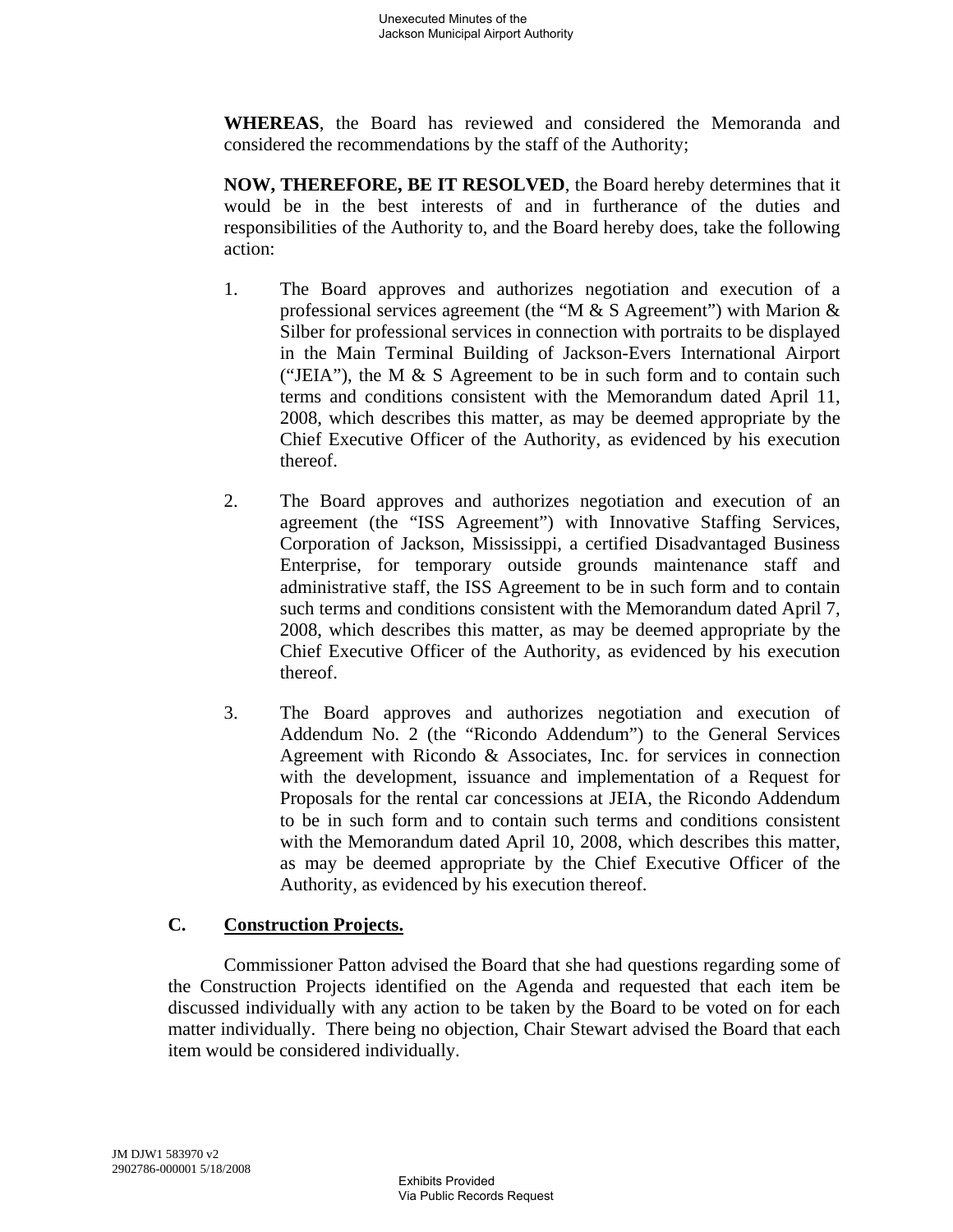**WHEREAS**, the Board has reviewed and considered the Memoranda and considered the recommendations by the staff of the Authority;

**NOW, THEREFORE, BE IT RESOLVED**, the Board hereby determines that it would be in the best interests of and in furtherance of the duties and responsibilities of the Authority to, and the Board hereby does, take the following action:

1. The Board approves and authorizes negotiation and execution of a professional services agreement (the "M & S Agreement") with Marion & Silber for professional services in connection with portraits to be displayed in the Main Terminal Building of Jackson-Evers International Airport ("JEIA"), the M & S Agreement to be in such form and to contain such terms and conditions consistent with the Memorandum dated April 11, 2008, which describes this matter, as may be deemed appropriate by the Chief Executive Officer of the Authority, as evidenced by his execution thereof.

2. The Board approves and authorizes negotiation and execution of an agreement (the "ISS Agreement") with Innovative Staffing Services, Corporation of Jackson, Mississippi, a certified Disadvantaged Business Enterprise, for temporary outside grounds maintenance staff and administrative staff, the ISS Agreement to be in such form and to contain such terms and conditions consistent with the Memorandum dated April 7, 2008, which describes this matter, as may be deemed appropriate by the Chief Executive Officer of the Authority, as evidenced by his execution thereof.

3. The Board approves and authorizes negotiation and execution of Addendum No. 2 (the "Ricondo Addendum") to the General Services Agreement with Ricondo & Associates, Inc. for services in connection with the development, issuance and implementation of a Request for Proposals for the rental car concessions at JEIA, the Ricondo Addendum to be in such form and to contain such terms and conditions consistent with the Memorandum dated April 10, 2008, which describes this matter, as may be deemed appropriate by the Chief Executive Officer of the Authority, as evidenced by his execution thereof.

### C. Construction Projects.

Commissioner Patton advised the Board that she had questions regarding some of the Construction Projects identified on the Agenda and requested that each item be discussed individually with any action to be taken by the Board to be voted on for each matter individually. There being no objection, Chair Stewart advised the Board that each item would be considered individually.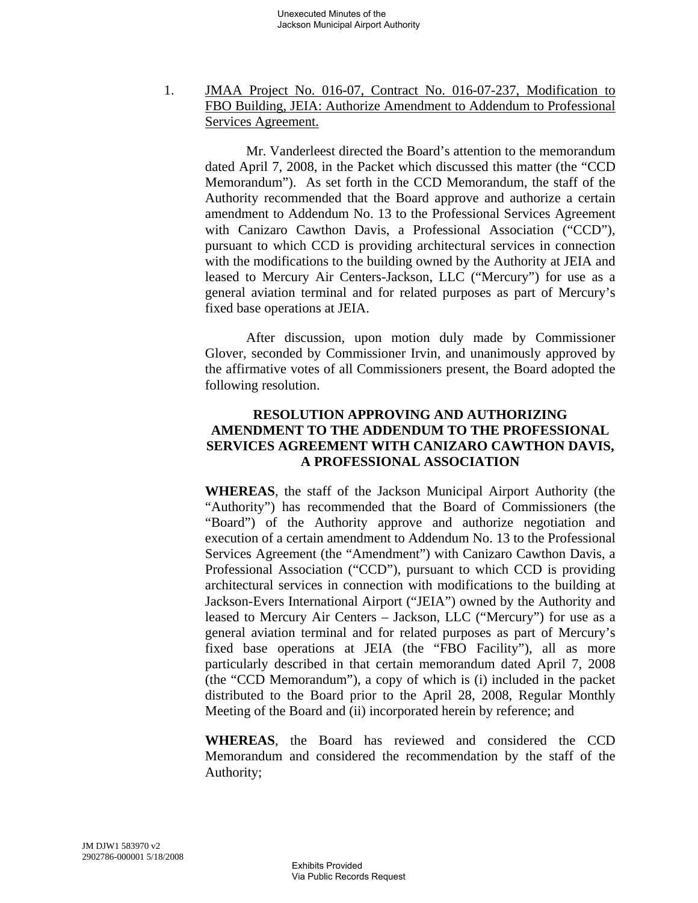1. JMAA Project No. 016-07, Contract No. 016-07-237, Modification to FBO Building, JEIA: Authorize Amendment to Addendum to Professional Services Agreement.

Mr. Vanderleest directed the Board's attention to the memorandum dated April 7, 2008, in the Packet which discussed this matter (the "CCD Memorandum"). As set forth in the CCD Memorandum, the staff of the Authority recommended that the Board approve and authorize a certain amendment to Addendum No. 13 to the Professional Services Agreement with Canizaro Cawthon Davis, a Professional Association ("CCD"), pursuant to which CCD is providing architectural services in connection with the modifications to the building owned by the Authority at JEIA and leased to Mercury Air Centers-Jackson, LLC ("Mercury") for use as a general aviation terminal and for related purposes as part of Mercury's fixed base operations at JEIA.

After discussion, upon motion duly made by Commissioner Glover, seconded by Commissioner Irvin, and unanimously approved by the affirmative votes of all Commissioners present, the Board adopted the following resolution.

**RESOLUTION APPROVING AND AUTHORIZING AMENDMENT TO THE ADDENDUM TO THE PROFESSIONAL SERVICES AGREEMENT WITH CANIZARO CAWTHON DAVIS, A PROFESSIONAL ASSOCIATION**

**WHEREAS**, the staff of the Jackson Municipal Airport Authority (the "Authority") has recommended that the Board of Commissioners (the "Board") of the Authority approve and authorize negotiation and execution of a certain amendment to Addendum No. 13 to the Professional Services Agreement (the "Amendment") with Canizaro Cawthon Davis, a Professional Association ("CCD"), pursuant to which CCD is providing architectural services in connection with modifications to the building at Jackson-Evers International Airport ("JEIA") owned by the Authority and leased to Mercury Air Centers – Jackson, LLC ("Mercury") for use as a general aviation terminal and for related purposes as part of Mercury's fixed base operations at JEIA (the "FBO Facility"), all as more particularly described in that certain memorandum dated April 7, 2008 (the "CCD Memorandum"), a copy of which is (i) included in the packet distributed to the Board prior to the April 28, 2008, Regular Monthly Meeting of the Board and (ii) incorporated herein by reference; and

**WHEREAS**, the Board has reviewed and considered the CCD Memorandum and considered the recommendation by the staff of the Authority;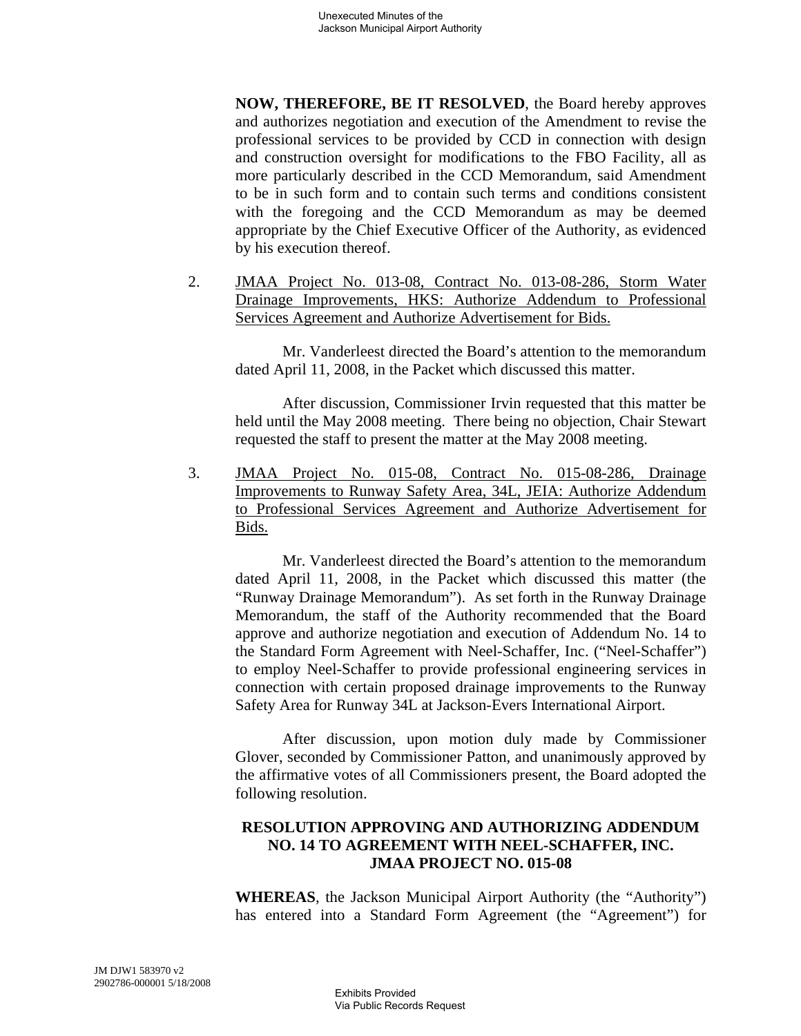**NOW, THEREFORE, BE IT RESOLVED**, the Board hereby approves and authorizes negotiation and execution of the Amendment to revise the professional services to be provided by CCD in connection with design and construction oversight for modifications to the FBO Facility, all as more particularly described in the CCD Memorandum, said Amendment to be in such form and to contain such terms and conditions consistent with the foregoing and the CCD Memorandum as may be deemed appropriate by the Chief Executive Officer of the Authority, as evidenced by his execution thereof.

2. JMAA Project No. 013-08, Contract No. 013-08-286, Storm Water Drainage Improvements, HKS: Authorize Addendum to Professional Services Agreement and Authorize Advertisement for Bids.

   Mr. Vanderleest directed the Board's attention to the memorandum dated April 11, 2008, in the Packet which discussed this matter.

   After discussion, Commissioner Irvin requested that this matter be held until the May 2008 meeting. There being no objection, Chair Stewart requested the staff to present the matter at the May 2008 meeting.

3. JMAA Project No. 015-08, Contract No. 015-08-286, Drainage Improvements to Runway Safety Area, 34L, JEIA: Authorize Addendum to Professional Services Agreement and Authorize Advertisement for Bids.

   Mr. Vanderleest directed the Board's attention to the memorandum dated April 11, 2008, in the Packet which discussed this matter (the "Runway Drainage Memorandum"). As set forth in the Runway Drainage Memorandum, the staff of the Authority recommended that the Board approve and authorize negotiation and execution of Addendum No. 14 to the Standard Form Agreement with Neel-Schaffer, Inc. ("Neel-Schaffer") to employ Neel-Schaffer to provide professional engineering services in connection with certain proposed drainage improvements to the Runway Safety Area for Runway 34L at Jackson-Evers International Airport.

   After discussion, upon motion duly made by Commissioner Glover, seconded by Commissioner Patton, and unanimously approved by the affirmative votes of all Commissioners present, the Board adopted the following resolution.

**RESOLUTION APPROVING AND AUTHORIZING ADDENDUM NO. 14 TO AGREEMENT WITH NEEL-SCHAFFER, INC. JMAA PROJECT NO. 015-08**

**WHEREAS**, the Jackson Municipal Airport Authority (the "Authority") has entered into a Standard Form Agreement (the "Agreement") for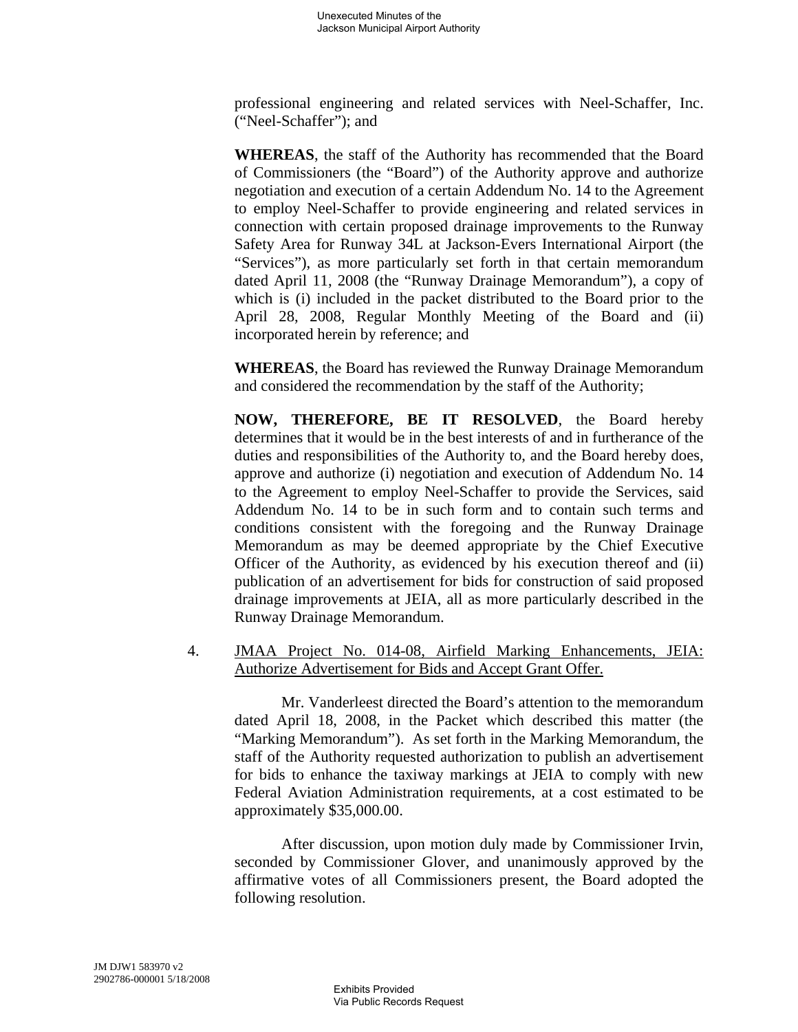professional engineering and related services with Neel-Schaffer, Inc. ("Neel-Schaffer"); and

**WHEREAS**, the staff of the Authority has recommended that the Board of Commissioners (the "Board") of the Authority approve and authorize negotiation and execution of a certain Addendum No. 14 to the Agreement to employ Neel-Schaffer to provide engineering and related services in connection with certain proposed drainage improvements to the Runway Safety Area for Runway 34L at Jackson-Evers International Airport (the "Services"), as more particularly set forth in that certain memorandum dated April 11, 2008 (the "Runway Drainage Memorandum"), a copy of which is (i) included in the packet distributed to the Board prior to the April 28, 2008, Regular Monthly Meeting of the Board and (ii) incorporated herein by reference; and

**WHEREAS**, the Board has reviewed the Runway Drainage Memorandum and considered the recommendation by the staff of the Authority;

**NOW, THEREFORE, BE IT RESOLVED**, the Board hereby determines that it would be in the best interests of and in furtherance of the duties and responsibilities of the Authority to, and the Board hereby does, approve and authorize (i) negotiation and execution of Addendum No. 14 to the Agreement to employ Neel-Schaffer to provide the Services, said Addendum No. 14 to be in such form and to contain such terms and conditions consistent with the foregoing and the Runway Drainage Memorandum as may be deemed appropriate by the Chief Executive Officer of the Authority, as evidenced by his execution thereof and (ii) publication of an advertisement for bids for construction of said proposed drainage improvements at JEIA, all as more particularly described in the Runway Drainage Memorandum.

4. <u>JMAA Project No. 014-08, Airfield Marking Enhancements, JEIA: Authorize Advertisement for Bids and Accept Grant Offer.</u>

Mr. Vanderleest directed the Board's attention to the memorandum dated April 18, 2008, in the Packet which described this matter (the "Marking Memorandum"). As set forth in the Marking Memorandum, the staff of the Authority requested authorization to publish an advertisement for bids to enhance the taxiway markings at JEIA to comply with new Federal Aviation Administration requirements, at a cost estimated to be approximately $35,000.00.

After discussion, upon motion duly made by Commissioner Irvin, seconded by Commissioner Glover, and unanimously approved by the affirmative votes of all Commissioners present, the Board adopted the following resolution.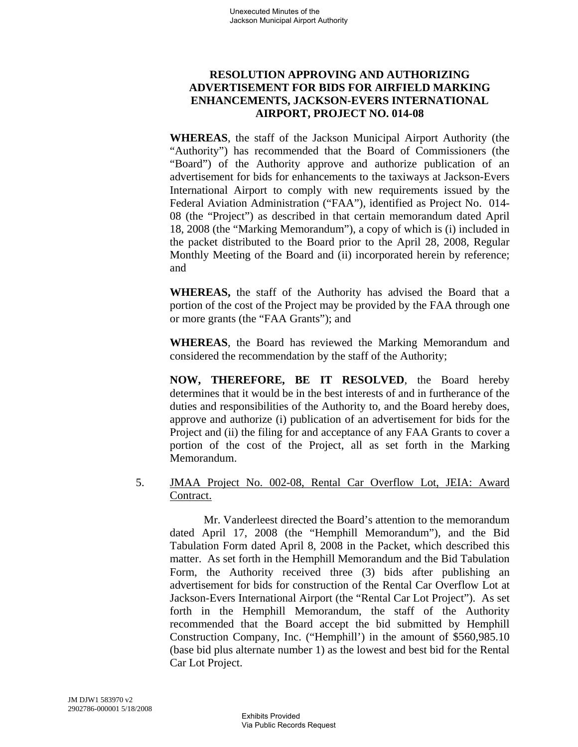**RESOLUTION APPROVING AND AUTHORIZING ADVERTISEMENT FOR BIDS FOR AIRFIELD MARKING ENHANCEMENTS, JACKSON-EVERS INTERNATIONAL AIRPORT, PROJECT NO. 014-08**

**WHEREAS**, the staff of the Jackson Municipal Airport Authority (the "Authority") has recommended that the Board of Commissioners (the "Board") of the Authority approve and authorize publication of an advertisement for bids for enhancements to the taxiways at Jackson-Evers International Airport to comply with new requirements issued by the Federal Aviation Administration ("FAA"), identified as Project No. 014-08 (the "Project") as described in that certain memorandum dated April 18, 2008 (the "Marking Memorandum"), a copy of which is (i) included in the packet distributed to the Board prior to the April 28, 2008, Regular Monthly Meeting of the Board and (ii) incorporated herein by reference; and

**WHEREAS,** the staff of the Authority has advised the Board that a portion of the cost of the Project may be provided by the FAA through one or more grants (the "FAA Grants"); and

**WHEREAS**, the Board has reviewed the Marking Memorandum and considered the recommendation by the staff of the Authority;

**NOW, THEREFORE, BE IT RESOLVED**, the Board hereby determines that it would be in the best interests of and in furtherance of the duties and responsibilities of the Authority to, and the Board hereby does, approve and authorize (i) publication of an advertisement for bids for the Project and (ii) the filing for and acceptance of any FAA Grants to cover a portion of the cost of the Project, all as set forth in the Marking Memorandum.

5. JMAA Project No. 002-08, Rental Car Overflow Lot, JEIA: Award Contract.

Mr. Vanderleest directed the Board's attention to the memorandum dated April 17, 2008 (the "Hemphill Memorandum"), and the Bid Tabulation Form dated April 8, 2008 in the Packet, which described this matter. As set forth in the Hemphill Memorandum and the Bid Tabulation Form, the Authority received three (3) bids after publishing an advertisement for bids for construction of the Rental Car Overflow Lot at Jackson-Evers International Airport (the "Rental Car Lot Project"). As set forth in the Hemphill Memorandum, the staff of the Authority recommended that the Board accept the bid submitted by Hemphill Construction Company, Inc. ("Hemphill') in the amount of $560,985.10 (base bid plus alternate number 1) as the lowest and best bid for the Rental Car Lot Project.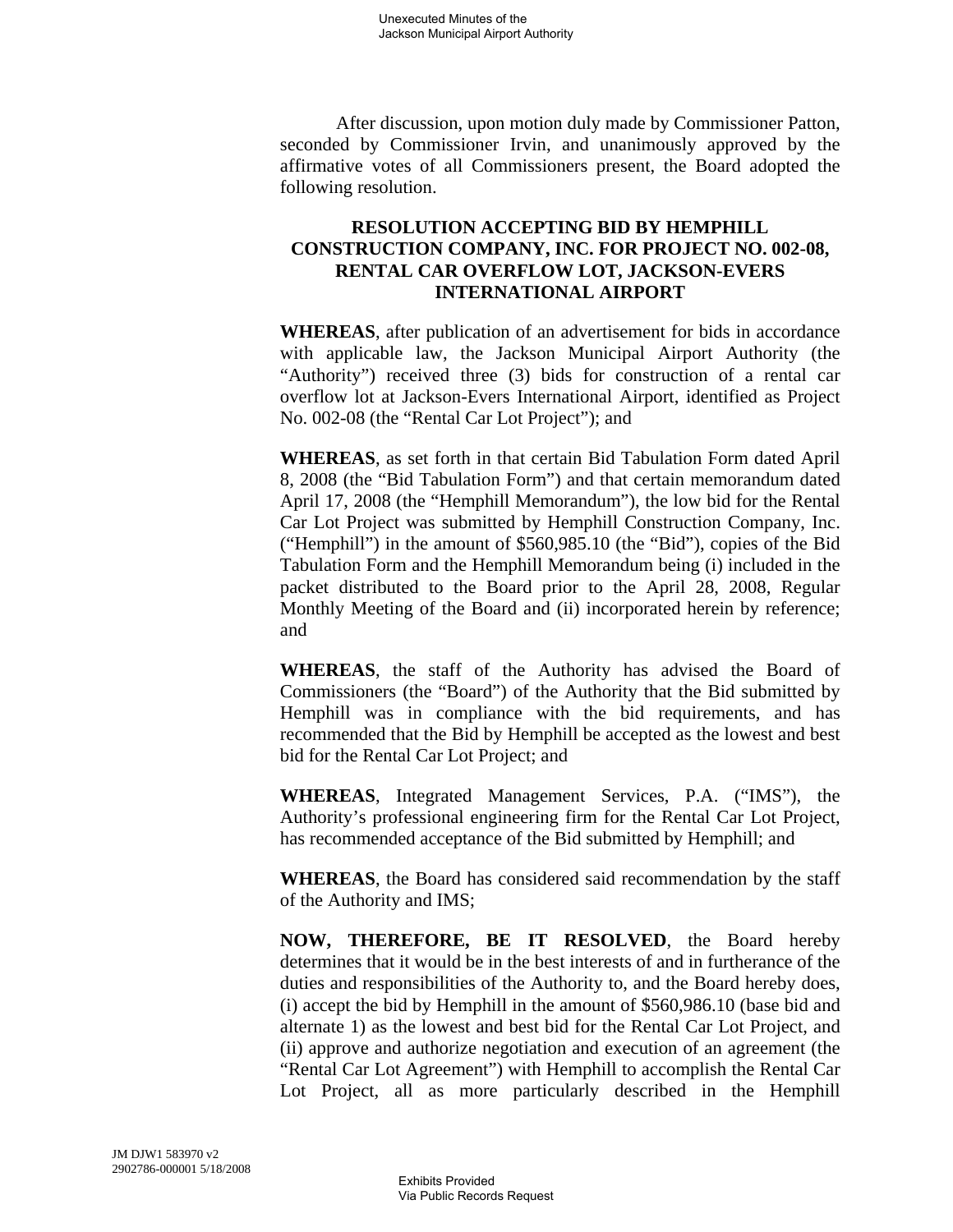After discussion, upon motion duly made by Commissioner Patton, seconded by Commissioner Irvin, and unanimously approved by the affirmative votes of all Commissioners present, the Board adopted the following resolution.

**RESOLUTION ACCEPTING BID BY HEMPHILL CONSTRUCTION COMPANY, INC. FOR PROJECT NO. 002-08, RENTAL CAR OVERFLOW LOT, JACKSON-EVERS INTERNATIONAL AIRPORT**

**WHEREAS**, after publication of an advertisement for bids in accordance with applicable law, the Jackson Municipal Airport Authority (the "Authority") received three (3) bids for construction of a rental car overflow lot at Jackson-Evers International Airport, identified as Project No. 002-08 (the "Rental Car Lot Project"); and

**WHEREAS**, as set forth in that certain Bid Tabulation Form dated April 8, 2008 (the "Bid Tabulation Form") and that certain memorandum dated April 17, 2008 (the "Hemphill Memorandum"), the low bid for the Rental Car Lot Project was submitted by Hemphill Construction Company, Inc. ("Hemphill") in the amount of $560,985.10 (the "Bid"), copies of the Bid Tabulation Form and the Hemphill Memorandum being (i) included in the packet distributed to the Board prior to the April 28, 2008, Regular Monthly Meeting of the Board and (ii) incorporated herein by reference; and

**WHEREAS**, the staff of the Authority has advised the Board of Commissioners (the "Board") of the Authority that the Bid submitted by Hemphill was in compliance with the bid requirements, and has recommended that the Bid by Hemphill be accepted as the lowest and best bid for the Rental Car Lot Project; and

**WHEREAS**, Integrated Management Services, P.A. ("IMS"), the Authority's professional engineering firm for the Rental Car Lot Project, has recommended acceptance of the Bid submitted by Hemphill; and

**WHEREAS**, the Board has considered said recommendation by the staff of the Authority and IMS;

**NOW, THEREFORE, BE IT RESOLVED**, the Board hereby determines that it would be in the best interests of and in furtherance of the duties and responsibilities of the Authority to, and the Board hereby does, (i) accept the bid by Hemphill in the amount of $560,986.10 (base bid and alternate 1) as the lowest and best bid for the Rental Car Lot Project, and (ii) approve and authorize negotiation and execution of an agreement (the "Rental Car Lot Agreement") with Hemphill to accomplish the Rental Car Lot Project, all as more particularly described in the Hemphill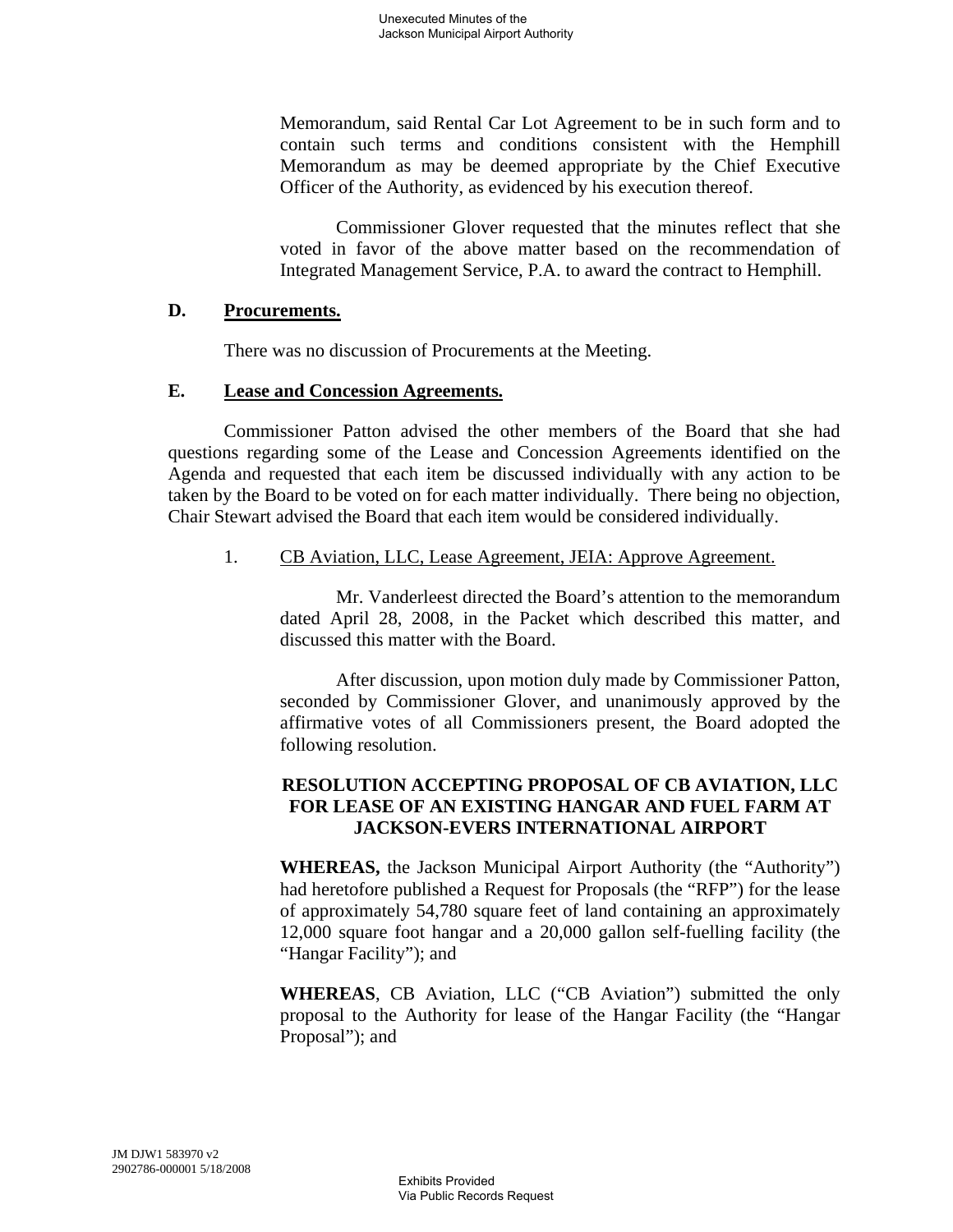Memorandum, said Rental Car Lot Agreement to be in such form and to contain such terms and conditions consistent with the Hemphill Memorandum as may be deemed appropriate by the Chief Executive Officer of the Authority, as evidenced by his execution thereof.

Commissioner Glover requested that the minutes reflect that she voted in favor of the above matter based on the recommendation of Integrated Management Service, P.A. to award the contract to Hemphill.

### D. Procurements.

There was no discussion of Procurements at the Meeting.

### E. Lease and Concession Agreements.

Commissioner Patton advised the other members of the Board that she had questions regarding some of the Lease and Concession Agreements identified on the Agenda and requested that each item be discussed individually with any action to be taken by the Board to be voted on for each matter individually. There being no objection, Chair Stewart advised the Board that each item would be considered individually.

1. CB Aviation, LLC, Lease Agreement, JEIA: Approve Agreement.

Mr. Vanderleest directed the Board's attention to the memorandum dated April 28, 2008, in the Packet which described this matter, and discussed this matter with the Board.

After discussion, upon motion duly made by Commissioner Patton, seconded by Commissioner Glover, and unanimously approved by the affirmative votes of all Commissioners present, the Board adopted the following resolution.

**RESOLUTION ACCEPTING PROPOSAL OF CB AVIATION, LLC FOR LEASE OF AN EXISTING HANGAR AND FUEL FARM AT JACKSON-EVERS INTERNATIONAL AIRPORT**

**WHEREAS,** the Jackson Municipal Airport Authority (the "Authority") had heretofore published a Request for Proposals (the "RFP") for the lease of approximately 54,780 square feet of land containing an approximately 12,000 square foot hangar and a 20,000 gallon self-fuelling facility (the "Hangar Facility"); and

**WHEREAS**, CB Aviation, LLC ("CB Aviation") submitted the only proposal to the Authority for lease of the Hangar Facility (the "Hangar Proposal"); and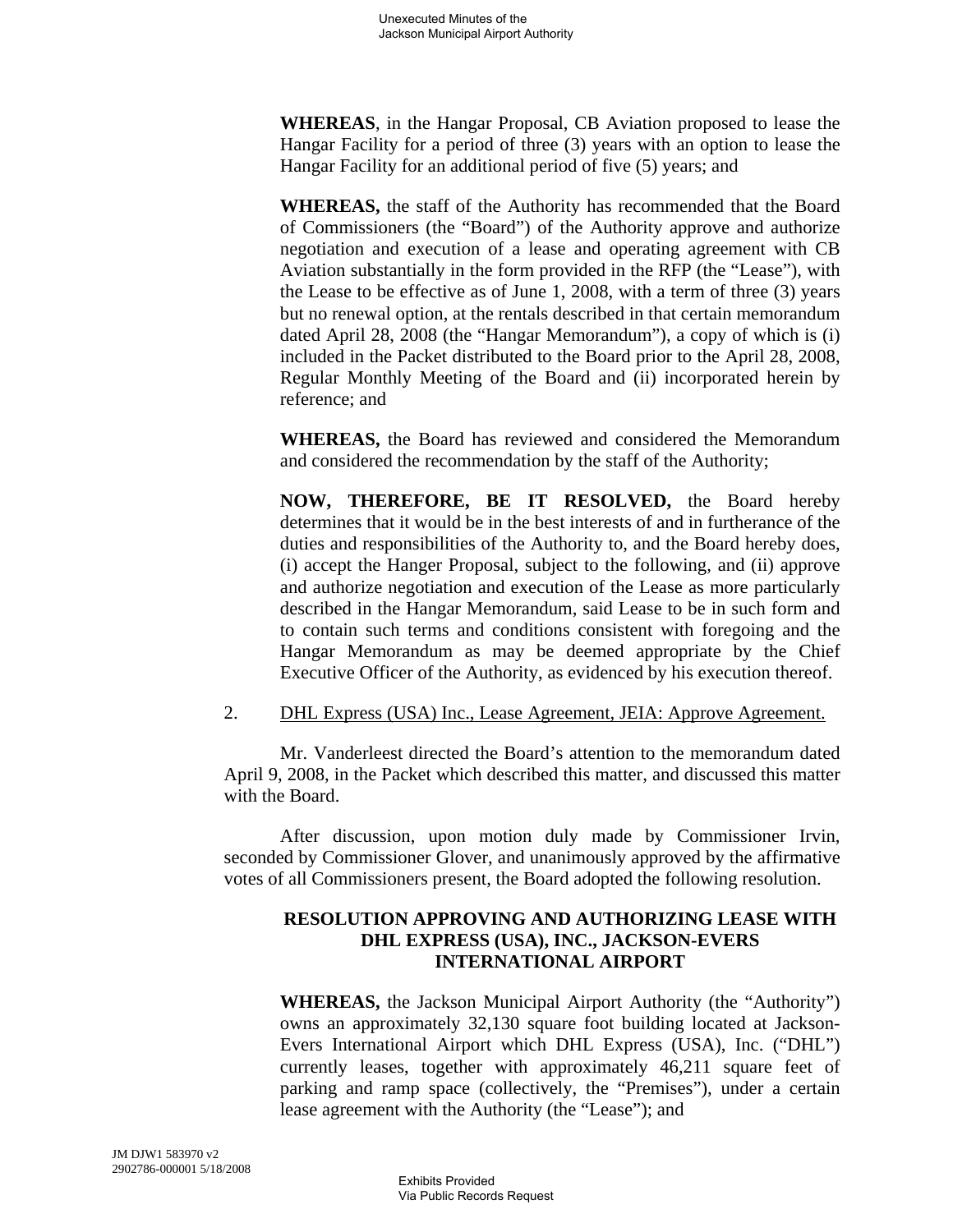**WHEREAS**, in the Hangar Proposal, CB Aviation proposed to lease the Hangar Facility for a period of three (3) years with an option to lease the Hangar Facility for an additional period of five (5) years; and

**WHEREAS,** the staff of the Authority has recommended that the Board of Commissioners (the "Board") of the Authority approve and authorize negotiation and execution of a lease and operating agreement with CB Aviation substantially in the form provided in the RFP (the "Lease"), with the Lease to be effective as of June 1, 2008, with a term of three (3) years but no renewal option, at the rentals described in that certain memorandum dated April 28, 2008 (the "Hangar Memorandum"), a copy of which is (i) included in the Packet distributed to the Board prior to the April 28, 2008, Regular Monthly Meeting of the Board and (ii) incorporated herein by reference; and

**WHEREAS,** the Board has reviewed and considered the Memorandum and considered the recommendation by the staff of the Authority;

**NOW, THEREFORE, BE IT RESOLVED,** the Board hereby determines that it would be in the best interests of and in furtherance of the duties and responsibilities of the Authority to, and the Board hereby does, (i) accept the Hanger Proposal, subject to the following, and (ii) approve and authorize negotiation and execution of the Lease as more particularly described in the Hangar Memorandum, said Lease to be in such form and to contain such terms and conditions consistent with foregoing and the Hangar Memorandum as may be deemed appropriate by the Chief Executive Officer of the Authority, as evidenced by his execution thereof.

2. DHL Express (USA) Inc., Lease Agreement, JEIA: Approve Agreement.

Mr. Vanderleest directed the Board's attention to the memorandum dated April 9, 2008, in the Packet which described this matter, and discussed this matter with the Board.

After discussion, upon motion duly made by Commissioner Irvin, seconded by Commissioner Glover, and unanimously approved by the affirmative votes of all Commissioners present, the Board adopted the following resolution.

**RESOLUTION APPROVING AND AUTHORIZING LEASE WITH DHL EXPRESS (USA), INC., JACKSON-EVERS INTERNATIONAL AIRPORT**

**WHEREAS,** the Jackson Municipal Airport Authority (the "Authority") owns an approximately 32,130 square foot building located at Jackson-Evers International Airport which DHL Express (USA), Inc. ("DHL") currently leases, together with approximately 46,211 square feet of parking and ramp space (collectively, the "Premises"), under a certain lease agreement with the Authority (the "Lease"); and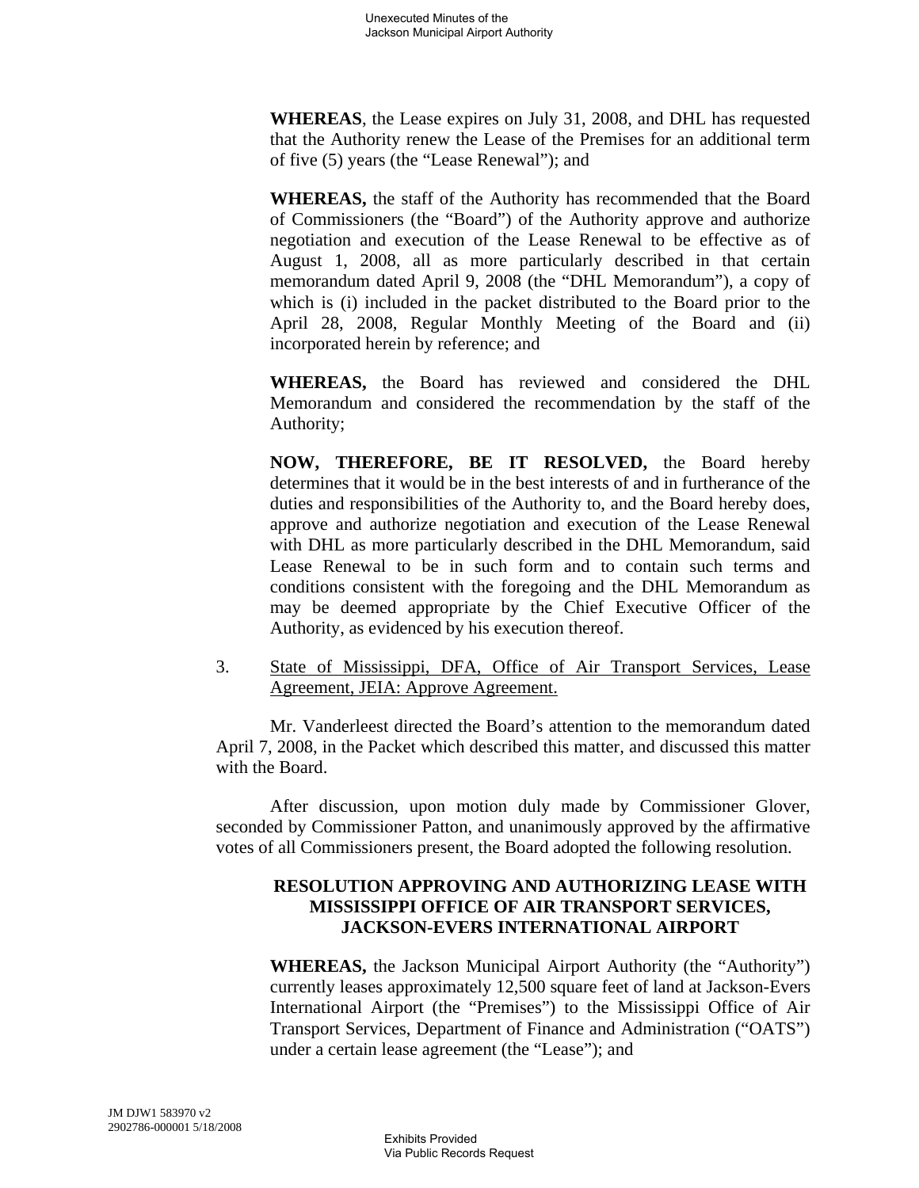**WHEREAS**, the Lease expires on July 31, 2008, and DHL has requested that the Authority renew the Lease of the Premises for an additional term of five (5) years (the "Lease Renewal"); and

**WHEREAS,** the staff of the Authority has recommended that the Board of Commissioners (the "Board") of the Authority approve and authorize negotiation and execution of the Lease Renewal to be effective as of August 1, 2008, all as more particularly described in that certain memorandum dated April 9, 2008 (the "DHL Memorandum"), a copy of which is (i) included in the packet distributed to the Board prior to the April 28, 2008, Regular Monthly Meeting of the Board and (ii) incorporated herein by reference; and

**WHEREAS,** the Board has reviewed and considered the DHL Memorandum and considered the recommendation by the staff of the Authority;

**NOW, THEREFORE, BE IT RESOLVED,** the Board hereby determines that it would be in the best interests of and in furtherance of the duties and responsibilities of the Authority to, and the Board hereby does, approve and authorize negotiation and execution of the Lease Renewal with DHL as more particularly described in the DHL Memorandum, said Lease Renewal to be in such form and to contain such terms and conditions consistent with the foregoing and the DHL Memorandum as may be deemed appropriate by the Chief Executive Officer of the Authority, as evidenced by his execution thereof.

3. State of Mississippi, DFA, Office of Air Transport Services, Lease Agreement, JEIA: Approve Agreement.

Mr. Vanderleest directed the Board's attention to the memorandum dated April 7, 2008, in the Packet which described this matter, and discussed this matter with the Board.

After discussion, upon motion duly made by Commissioner Glover, seconded by Commissioner Patton, and unanimously approved by the affirmative votes of all Commissioners present, the Board adopted the following resolution.

**RESOLUTION APPROVING AND AUTHORIZING LEASE WITH MISSISSIPPI OFFICE OF AIR TRANSPORT SERVICES, JACKSON-EVERS INTERNATIONAL AIRPORT**

**WHEREAS,** the Jackson Municipal Airport Authority (the "Authority") currently leases approximately 12,500 square feet of land at Jackson-Evers International Airport (the "Premises") to the Mississippi Office of Air Transport Services, Department of Finance and Administration ("OATS") under a certain lease agreement (the "Lease"); and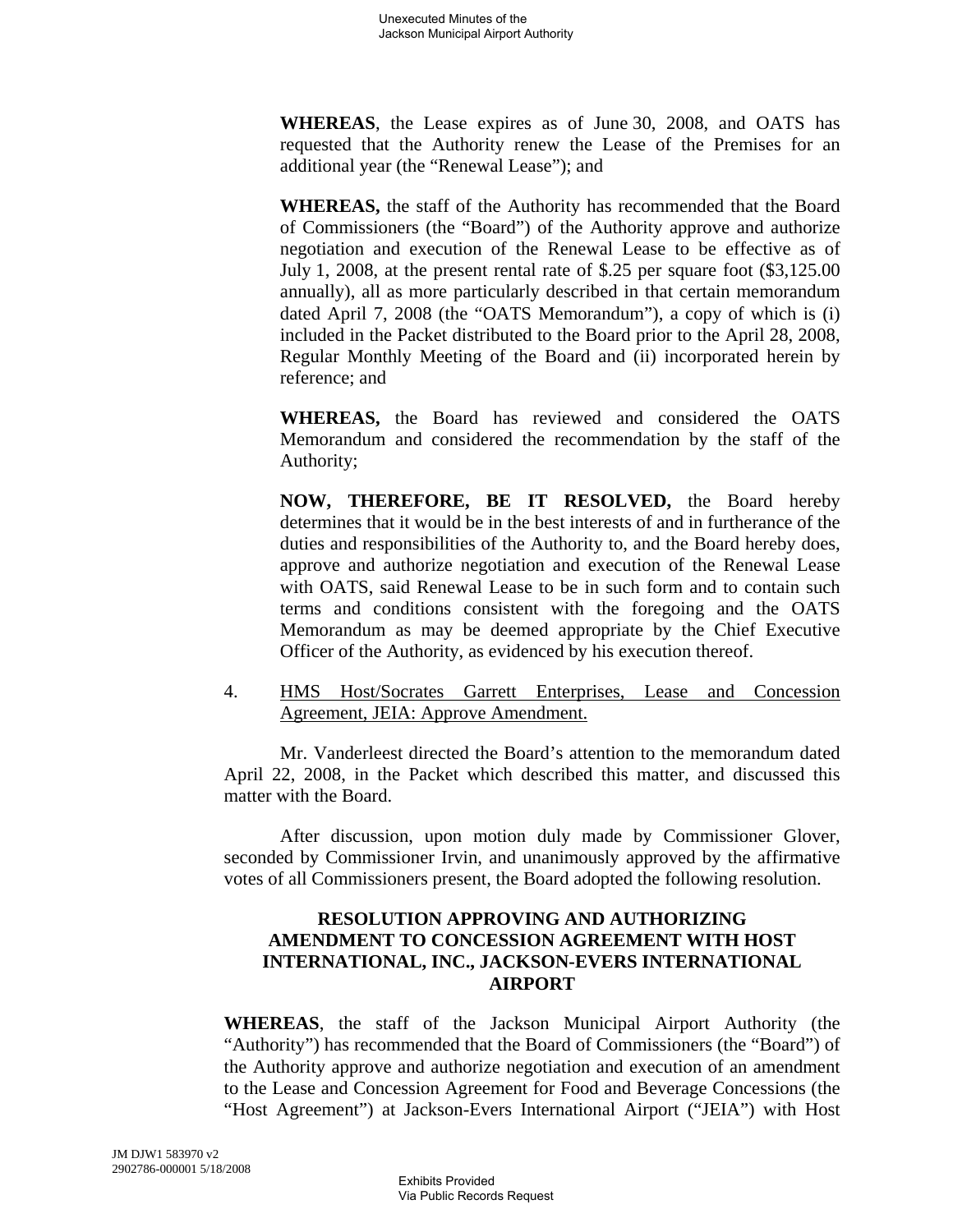**WHEREAS**, the Lease expires as of June 30, 2008, and OATS has requested that the Authority renew the Lease of the Premises for an additional year (the "Renewal Lease"); and

**WHEREAS,** the staff of the Authority has recommended that the Board of Commissioners (the "Board") of the Authority approve and authorize negotiation and execution of the Renewal Lease to be effective as of July 1, 2008, at the present rental rate of $.25 per square foot ($3,125.00 annually), all as more particularly described in that certain memorandum dated April 7, 2008 (the "OATS Memorandum"), a copy of which is (i) included in the Packet distributed to the Board prior to the April 28, 2008, Regular Monthly Meeting of the Board and (ii) incorporated herein by reference; and

**WHEREAS,** the Board has reviewed and considered the OATS Memorandum and considered the recommendation by the staff of the Authority;

**NOW, THEREFORE, BE IT RESOLVED,** the Board hereby determines that it would be in the best interests of and in furtherance of the duties and responsibilities of the Authority to, and the Board hereby does, approve and authorize negotiation and execution of the Renewal Lease with OATS, said Renewal Lease to be in such form and to contain such terms and conditions consistent with the foregoing and the OATS Memorandum as may be deemed appropriate by the Chief Executive Officer of the Authority, as evidenced by his execution thereof.

4. <u>HMS Host/Socrates Garrett Enterprises, Lease and Concession Agreement, JEIA: Approve Amendment.</u>

Mr. Vanderleest directed the Board's attention to the memorandum dated April 22, 2008, in the Packet which described this matter, and discussed this matter with the Board.

After discussion, upon motion duly made by Commissioner Glover, seconded by Commissioner Irvin, and unanimously approved by the affirmative votes of all Commissioners present, the Board adopted the following resolution.

**RESOLUTION APPROVING AND AUTHORIZING AMENDMENT TO CONCESSION AGREEMENT WITH HOST INTERNATIONAL, INC., JACKSON-EVERS INTERNATIONAL AIRPORT**

**WHEREAS**, the staff of the Jackson Municipal Airport Authority (the "Authority") has recommended that the Board of Commissioners (the "Board") of the Authority approve and authorize negotiation and execution of an amendment to the Lease and Concession Agreement for Food and Beverage Concessions (the "Host Agreement") at Jackson-Evers International Airport ("JEIA") with Host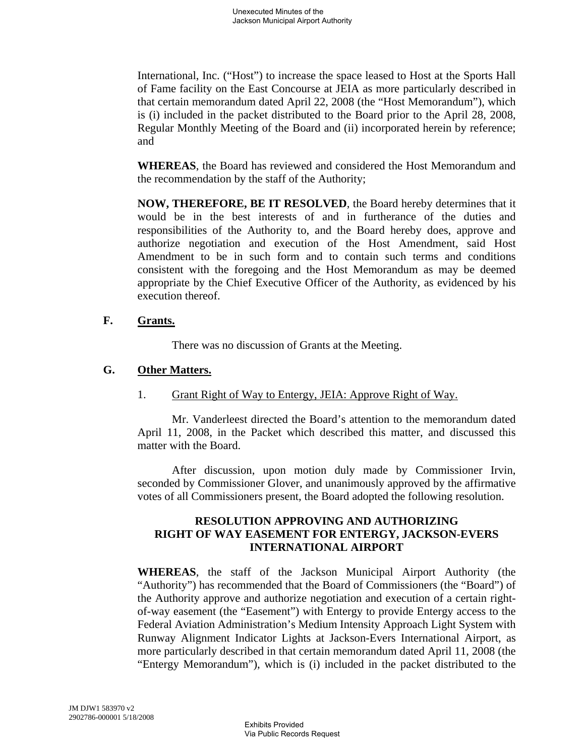International, Inc. ("Host") to increase the space leased to Host at the Sports Hall of Fame facility on the East Concourse at JEIA as more particularly described in that certain memorandum dated April 22, 2008 (the "Host Memorandum"), which is (i) included in the packet distributed to the Board prior to the April 28, 2008, Regular Monthly Meeting of the Board and (ii) incorporated herein by reference; and

**WHEREAS**, the Board has reviewed and considered the Host Memorandum and the recommendation by the staff of the Authority;

**NOW, THEREFORE, BE IT RESOLVED**, the Board hereby determines that it would be in the best interests of and in furtherance of the duties and responsibilities of the Authority to, and the Board hereby does, approve and authorize negotiation and execution of the Host Amendment, said Host Amendment to be in such form and to contain such terms and conditions consistent with the foregoing and the Host Memorandum as may be deemed appropriate by the Chief Executive Officer of the Authority, as evidenced by his execution thereof.

## F. Grants.

There was no discussion of Grants at the Meeting.

## G. Other Matters.

1. Grant Right of Way to Entergy, JEIA: Approve Right of Way.

Mr. Vanderleest directed the Board's attention to the memorandum dated April 11, 2008, in the Packet which described this matter, and discussed this matter with the Board.

After discussion, upon motion duly made by Commissioner Irvin, seconded by Commissioner Glover, and unanimously approved by the affirmative votes of all Commissioners present, the Board adopted the following resolution.

**RESOLUTION APPROVING AND AUTHORIZING RIGHT OF WAY EASEMENT FOR ENTERGY, JACKSON-EVERS INTERNATIONAL AIRPORT**

**WHEREAS**, the staff of the Jackson Municipal Airport Authority (the "Authority") has recommended that the Board of Commissioners (the "Board") of the Authority approve and authorize negotiation and execution of a certain right-of-way easement (the "Easement") with Entergy to provide Entergy access to the Federal Aviation Administration's Medium Intensity Approach Light System with Runway Alignment Indicator Lights at Jackson-Evers International Airport, as more particularly described in that certain memorandum dated April 11, 2008 (the "Entergy Memorandum"), which is (i) included in the packet distributed to the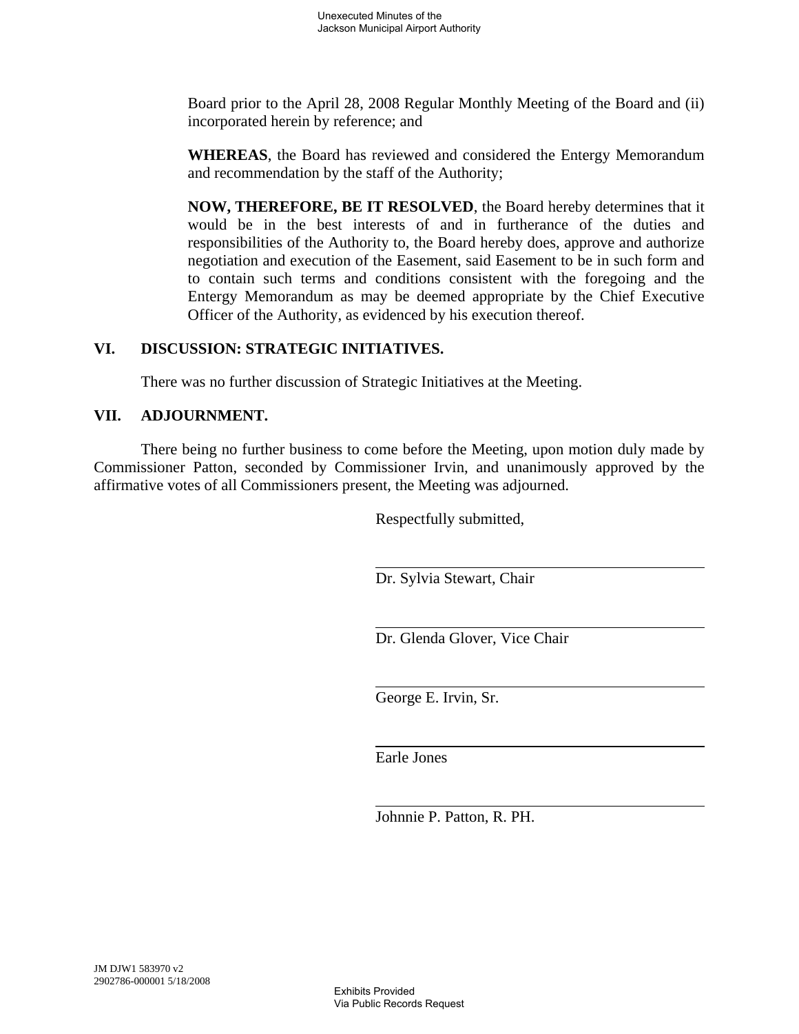Board prior to the April 28, 2008 Regular Monthly Meeting of the Board and (ii) incorporated herein by reference; and

**WHEREAS**, the Board has reviewed and considered the Entergy Memorandum and recommendation by the staff of the Authority;

**NOW, THEREFORE, BE IT RESOLVED**, the Board hereby determines that it would be in the best interests of and in furtherance of the duties and responsibilities of the Authority to, the Board hereby does, approve and authorize negotiation and execution of the Easement, said Easement to be in such form and to contain such terms and conditions consistent with the foregoing and the Entergy Memorandum as may be deemed appropriate by the Chief Executive Officer of the Authority, as evidenced by his execution thereof.

## VI. DISCUSSION: STRATEGIC INITIATIVES.

There was no further discussion of Strategic Initiatives at the Meeting.

## VII. ADJOURNMENT.

There being no further business to come before the Meeting, upon motion duly made by Commissioner Patton, seconded by Commissioner Irvin, and unanimously approved by the affirmative votes of all Commissioners present, the Meeting was adjourned.

Respectfully submitted,

______________________________
Dr. Sylvia Stewart, Chair

______________________________
Dr. Glenda Glover, Vice Chair

______________________________
George E. Irvin, Sr.

______________________________
Earle Jones

______________________________
Johnnie P. Patton, R. PH.

JM DJW1 583970 v2
2902786-000001 5/18/2008